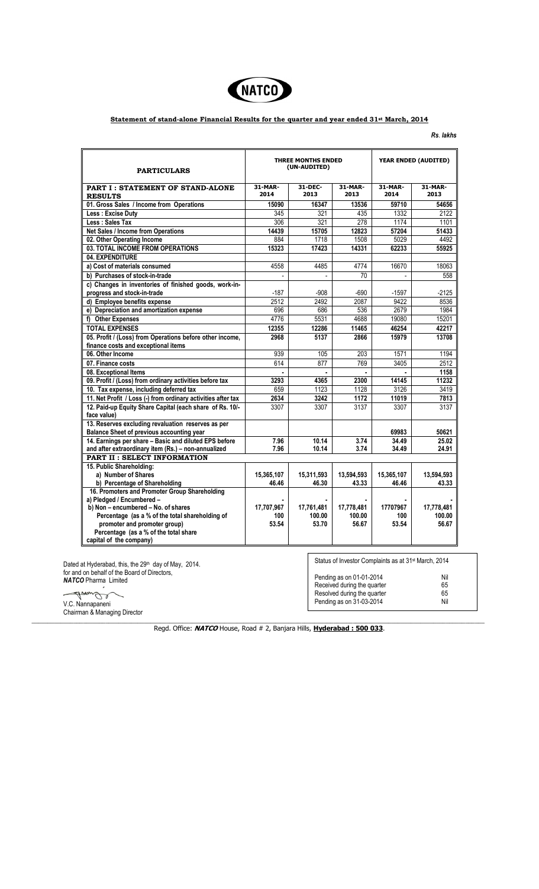NATCO

## Statement of stand-alone Financial Results for the quarter and year ended 31st March, 2014

*Rs. lakhs*

| PARTICULARS | THREE MONTHS ENDED (UN-AUDITED) | | | YEAR ENDED (AUDITED) | |
|---|---|---|---|---|---|
| **PART I : STATEMENT OF STAND-ALONE RESULTS** | **31-MAR-2014** | **31-DEC-2013** | **31-MAR-2013** | **31-MAR-2014** | **31-MAR-2013** |
| **01. Gross Sales / Income from Operations** | **15090** | **16347** | **13536** | **59710** | **54656** |
| **Less : Excise Duty** | 345 | 321 | 435 | 1332 | 2122 |
| **Less : Sales Tax** | 306 | 321 | 278 | 1174 | 1101 |
| **Net Sales / Income from Operations** | 14439 | 15705 | 12823 | 57204 | 51433 |
| **02. Other Operating Income** | 884 | 1718 | 1508 | 5029 | 4492 |
| **03. TOTAL INCOME FROM OPERATIONS** | 15323 | 17423 | 14331 | 62233 | 55925 |
| **04. EXPENDITURE** | | | | | |
| **a) Cost of materials consumed** | 4558 | 4485 | 4774 | 16670 | 18063 |
| **b) Purchases of stock-in-trade** | - | - | 70 | - | 558 |
| **c) Changes in inventories of finished goods, work-in-progress and stock-in-trade** | -187 | -908 | -690 | -1597 | -2125 |
| **d) Employee benefits expense** | 2512 | 2492 | 2087 | 9422 | 8536 |
| **e) Depreciation and amortization expense** | 696 | 686 | 536 | 2679 | 1984 |
| **f) Other Expenses** | 4776 | 5531 | 4688 | 19080 | 15201 |
| **TOTAL EXPENSES** | 12355 | 12286 | 11465 | 46254 | 42217 |
| **05. Profit / (Loss) from Operations before other income, finance costs and exceptional items** | **2968** | **5137** | **2866** | **15979** | **13708** |
| **06. Other Income** | 939 | 105 | 203 | 1571 | 1194 |
| **07. Finance costs** | 614 | 877 | 769 | 3405 | 2512 |
| **08. Exceptional Items** | - | - | - | - | 1158 |
| **09. Profit / (Loss) from ordinary activities before tax** | **3293** | **4365** | **2300** | **14145** | **11232** |
| **10. Tax expense, including deferred tax** | 659 | 1123 | 1128 | 3126 | 3419 |
| **11. Net Profit / Loss (-) from ordinary activities after tax** | **2634** | **3242** | **1172** | **11019** | **7813** |
| **12. Paid-up Equity Share Capital (each share of Rs. 10/- face value)** | 3307 | 3307 | 3137 | 3307 | 3137 |
| **13. Reserves excluding revaluation reserves as per Balance Sheet of previous accounting year** | | | | **69983** | **50621** |
| **14. Earnings per share – Basic and diluted EPS before and after extraordinary item (Rs.) – non-annualized** | **7.96**<br>**7.96** | **10.14**<br>**10.14** | **3.74**<br>**3.74** | **34.49**<br>**34.49** | **25.02**<br>**24.91** |
| **PART II : SELECT INFORMATION** | | | | | |
| **15. Public Shareholding:** | | | | | |
| **a) Number of Shares** | **15,365,107** | **15,311,593** | **13,594,593** | **15,365,107** | **13,594,593** |
| **b) Percentage of Shareholding** | **46.46** | **46.30** | **43.33** | **46.46** | **43.33** |
| **16. Promoters and Promoter Group Shareholding** | | | | | |
| **a) Pledged / Encumbered –** | **-** | **-** | **-** | **-** | **-** |
| **b) Non – encumbered – No. of shares** | **17,707,967** | **17,761,481** | **17,778,481** | **17707967** | **17,778,481** |
| **Percentage (as a % of the total shareholding of promoter and promoter group)** | **100** | **100.00** | **100.00** | **100** | **100.00** |
| **Percentage (as a % of the total share capital of the company)** | **53.54** | **53.70** | **56.67** | **53.54** | **56.67** |

Dated at Hyderabad, this, the 29th day of May, 2014.
for and on behalf of the Board of Directors,
***NATCO*** Pharma Limited

V.C. Nannapaneni
Chairman & Managing Director

| Status of Investor Complaints as at 31st March, 2014 | |
|---|---|
| Pending as on 01-01-2014 | Nil |
| Received during the quarter | 65 |
| Resolved during the quarter | 65 |
| Pending as on 31-03-2014 | Nil |

Regd. Office: ***NATCO*** House, Road # 2, Banjara Hills, **Hyderabad : 500 033**.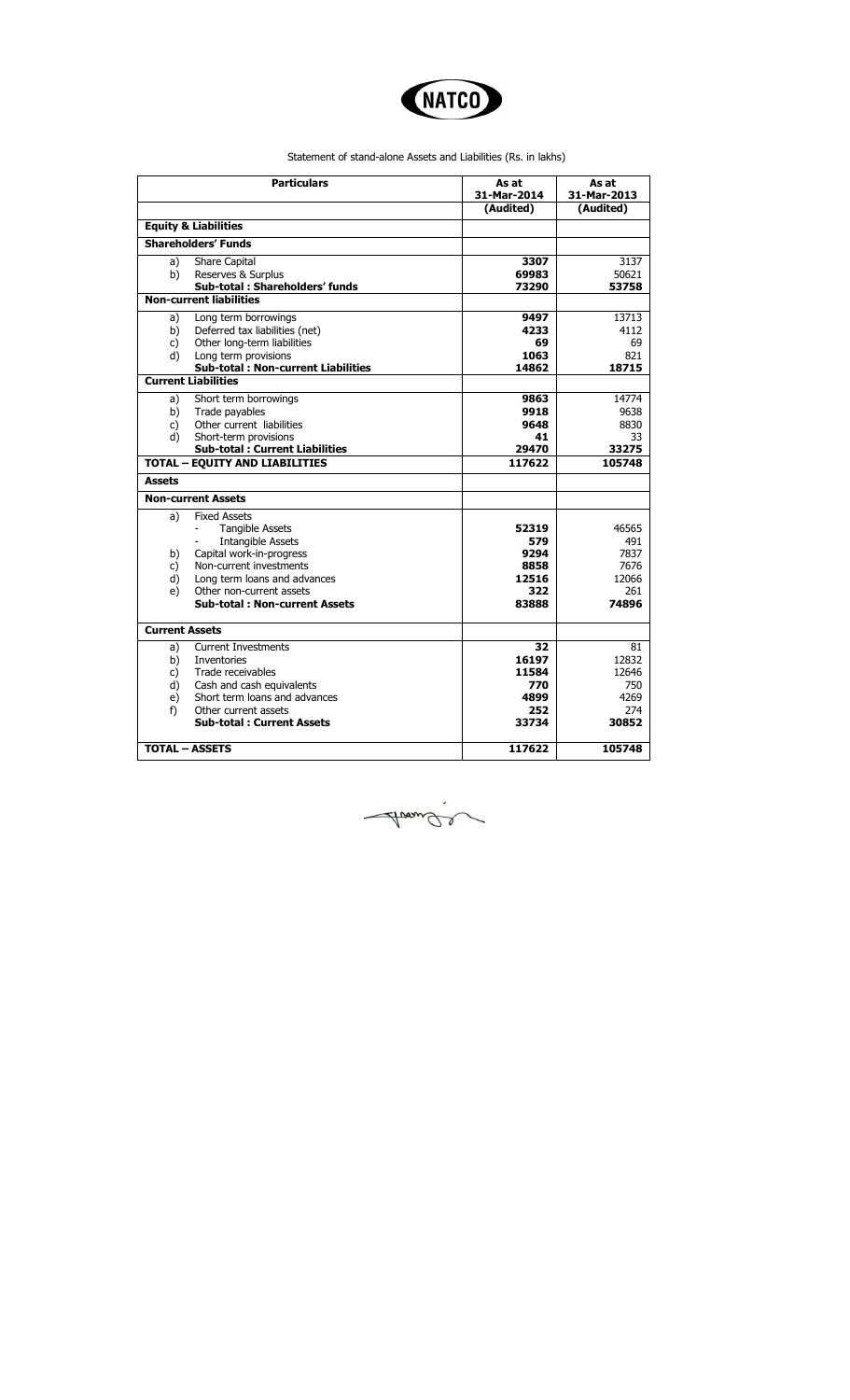NATCO

Statement of stand-alone Assets and Liabilities (Rs. in lakhs)

| Particulars | As at 31-Mar-2014 | As at 31-Mar-2013 |
|---|---|---|
| | **(Audited)** | **(Audited)** |
| **Equity & Liabilities** | | |
| **Shareholders' Funds** | | |
| a) Share Capital | **3307** | 3137 |
| b) Reserves & Surplus | **69983** | 50621 |
| **Sub-total : Shareholders' funds** | **73290** | **53758** |
| **Non-current liabilities** | | |
| a) Long term borrowings | **9497** | 13713 |
| b) Deferred tax liabilities (net) | **4233** | 4112 |
| c) Other long-term liabilities | **69** | 69 |
| d) Long term provisions | **1063** | 821 |
| **Sub-total : Non-current Liabilities** | **14862** | **18715** |
| **Current Liabilities** | | |
| a) Short term borrowings | **9863** | 14774 |
| b) Trade payables | **9918** | 9638 |
| c) Other current liabilities | **9648** | 8830 |
| d) Short-term provisions | **41** | 33 |
| **Sub-total : Current Liabilities** | **29470** | **33275** |
| **TOTAL – EQUITY AND LIABILITIES** | **117622** | **105748** |
| **Assets** | | |
| **Non-current Assets** | | |
| a) Fixed Assets | | |
| - Tangible Assets | **52319** | 46565 |
| - Intangible Assets | **579** | 491 |
| b) Capital work-in-progress | **9294** | 7837 |
| c) Non-current investments | **8858** | 7676 |
| d) Long term loans and advances | **12516** | 12066 |
| e) Other non-current assets | **322** | 261 |
| **Sub-total : Non-current Assets** | **83888** | **74896** |
| **Current Assets** | | |
| a) Current Investments | **32** | 81 |
| b) Inventories | **16197** | 12832 |
| c) Trade receivables | **11584** | 12646 |
| d) Cash and cash equivalents | **770** | 750 |
| e) Short term loans and advances | **4899** | 4269 |
| f) Other current assets | **252** | 274 |
| **Sub-total : Current Assets** | **33734** | **30852** |
| **TOTAL – ASSETS** | **117622** | **105748** |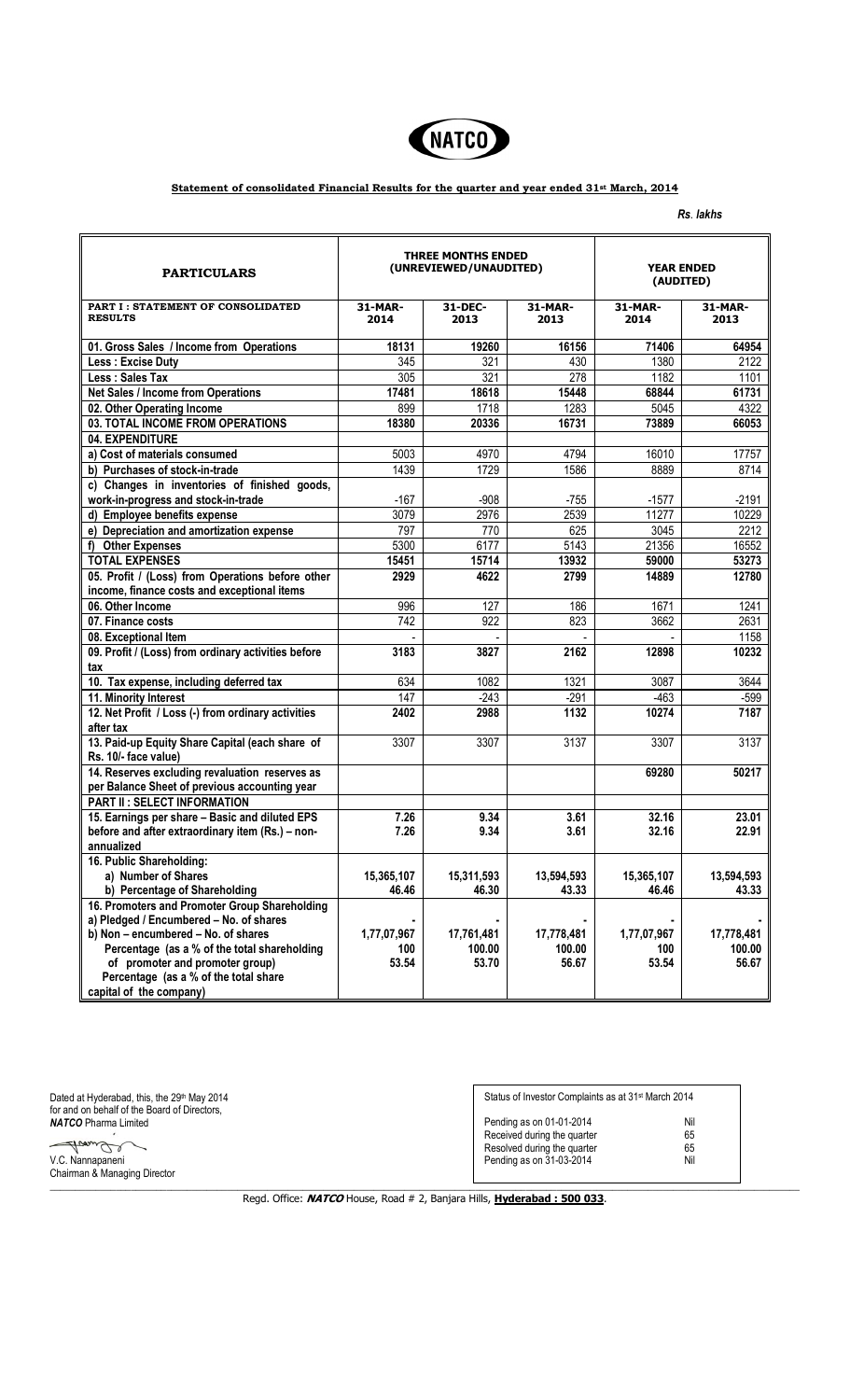NATCO

**Statement of consolidated Financial Results for the quarter and year ended 31st March, 2014**

*Rs. lakhs*

| PARTICULARS | THREE MONTHS ENDED (UNREVIEWED/UNAUDITED) | | | YEAR ENDED (AUDITED) | |
|---|---|---|---|---|---|
| **PART I : STATEMENT OF CONSOLIDATED RESULTS** | **31-MAR-2014** | **31-DEC-2013** | **31-MAR-2013** | **31-MAR-2014** | **31-MAR-2013** |
| **01. Gross Sales / Income from Operations** | 18131 | 19260 | 16156 | 71406 | 64954 |
| **Less : Excise Duty** | 345 | 321 | 430 | 1380 | 2122 |
| **Less : Sales Tax** | 305 | 321 | 278 | 1182 | 1101 |
| **Net Sales / Income from Operations** | 17481 | 18618 | 15448 | 68844 | 61731 |
| **02. Other Operating Income** | 899 | 1718 | 1283 | 5045 | 4322 |
| **03. TOTAL INCOME FROM OPERATIONS** | 18380 | 20336 | 16731 | 73889 | 66053 |
| **04. EXPENDITURE** | | | | | |
| **a) Cost of materials consumed** | 5003 | 4970 | 4794 | 16010 | 17757 |
| **b) Purchases of stock-in-trade** | 1439 | 1729 | 1586 | 8889 | 8714 |
| **c) Changes in inventories of finished goods, work-in-progress and stock-in-trade** | -167 | -908 | -755 | -1577 | -2191 |
| **d) Employee benefits expense** | 3079 | 2976 | 2539 | 11277 | 10229 |
| **e) Depreciation and amortization expense** | 797 | 770 | 625 | 3045 | 2212 |
| **f) Other Expenses** | 5300 | 6177 | 5143 | 21356 | 16552 |
| **TOTAL EXPENSES** | 15451 | 15714 | 13932 | 59000 | 53273 |
| **05. Profit / (Loss) from Operations before other income, finance costs and exceptional items** | 2929 | 4622 | 2799 | 14889 | 12780 |
| **06. Other Income** | 996 | 127 | 186 | 1671 | 1241 |
| **07. Finance costs** | 742 | 922 | 823 | 3662 | 2631 |
| **08. Exceptional Item** | - | - | - | - | 1158 |
| **09. Profit / (Loss) from ordinary activities before tax** | 3183 | 3827 | 2162 | 12898 | 10232 |
| **10. Tax expense, including deferred tax** | 634 | 1082 | 1321 | 3087 | 3644 |
| **11. Minority Interest** | 147 | -243 | -291 | -463 | -599 |
| **12. Net Profit / Loss (-) from ordinary activities after tax** | 2402 | 2988 | 1132 | 10274 | 7187 |
| **13. Paid-up Equity Share Capital (each share of Rs. 10/- face value)** | 3307 | 3307 | 3137 | 3307 | 3137 |
| **14. Reserves excluding revaluation reserves as per Balance Sheet of previous accounting year** | | | | 69280 | 50217 |
| **PART II : SELECT INFORMATION** | | | | | |
| **15. Earnings per share – Basic and diluted EPS before and after extraordinary item (Rs.) – non-annualized** | 7.26<br>7.26 | 9.34<br>9.34 | 3.61<br>3.61 | 32.16<br>32.16 | 23.01<br>22.91 |
| **16. Public Shareholding:** | | | | | |
| **a) Number of Shares** | 15,365,107 | 15,311,593 | 13,594,593 | 15,365,107 | 13,594,593 |
| **b) Percentage of Shareholding** | 46.46 | 46.30 | 43.33 | 46.46 | 43.33 |
| **16. Promoters and Promoter Group Shareholding** | | | | | |
| **a) Pledged / Encumbered – No. of shares** | - | - | - | - | - |
| **b) Non – encumbered – No. of shares** | 1,77,07,967 | 17,761,481 | 17,778,481 | 1,77,07,967 | 17,778,481 |
| **Percentage (as a % of the total shareholding of promoter and promoter group)** | 100 | 100.00 | 100.00 | 100 | 100.00 |
| **Percentage (as a % of the total share capital of the company)** | 53.54 | 53.70 | 56.67 | 53.54 | 56.67 |

Dated at Hyderabad, this, the 29th May 2014
for and on behalf of the Board of Directors,
***NATCO*** Pharma Limited

V.C. Nannapaneni
Chairman & Managing Director

| Status of Investor Complaints as at 31st March 2014 | |
|---|---|
| Pending as on 01-01-2014 | Nil |
| Received during the quarter | 65 |
| Resolved during the quarter | 65 |
| Pending as on 31-03-2014 | Nil |

Regd. Office: ***NATCO*** House, Road # 2, Banjara Hills, **Hyderabad : 500 033**.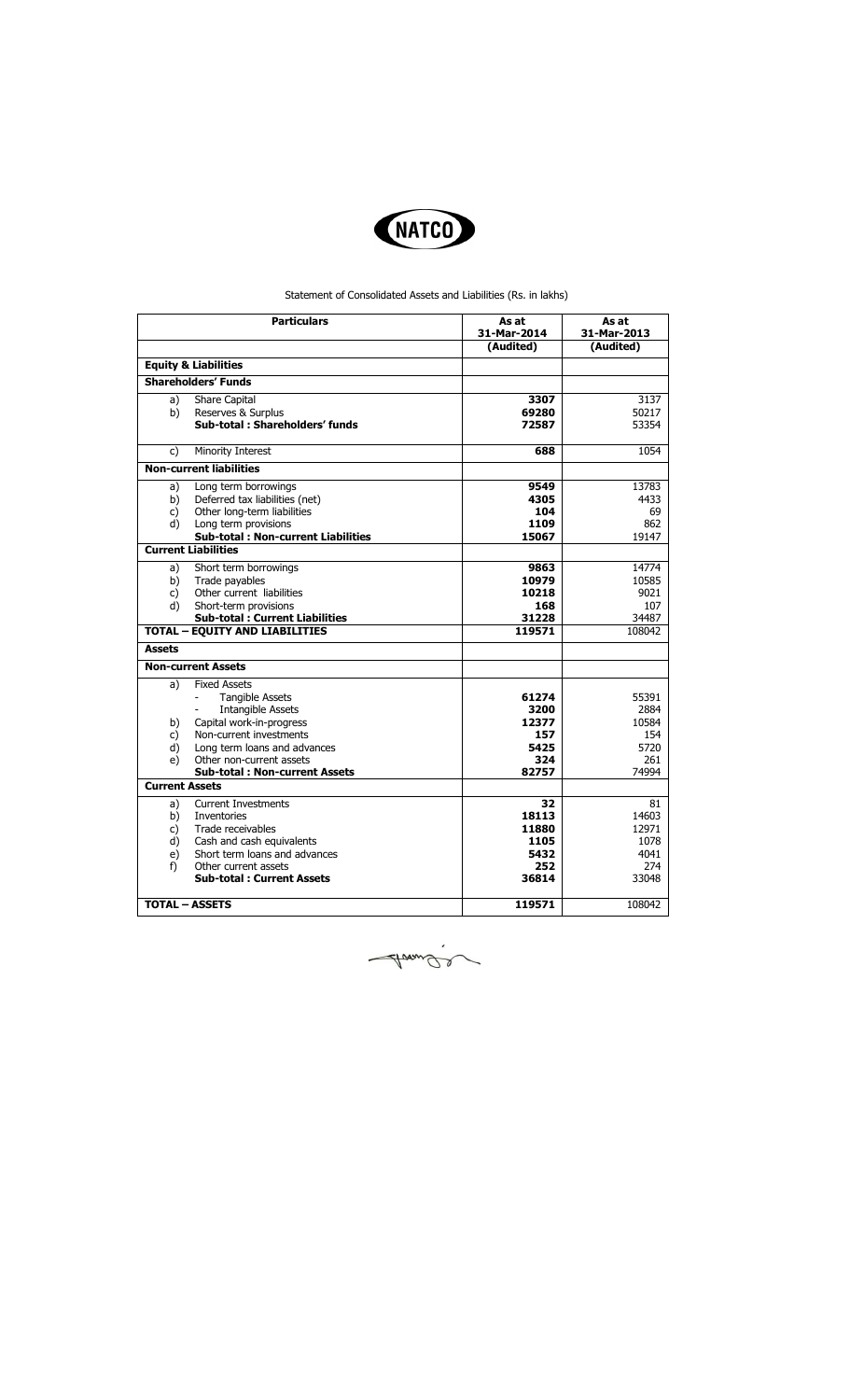NATCO

Statement of Consolidated Assets and Liabilities (Rs. in lakhs)

| | Particulars | As at 31-Mar-2014 | As at 31-Mar-2013 |
|---|---|---|---|
| | | (Audited) | (Audited) |
| **Equity & Liabilities** | | | |
| **Shareholders' Funds** | | | |
| a) | Share Capital | **3307** | 3137 |
| b) | Reserves & Surplus | **69280** | 50217 |
| | **Sub-total : Shareholders' funds** | **72587** | 53354 |
| c) | Minority Interest | **688** | 1054 |
| **Non-current liabilities** | | | |
| a) | Long term borrowings | **9549** | 13783 |
| b) | Deferred tax liabilities (net) | **4305** | 4433 |
| c) | Other long-term liabilities | **104** | 69 |
| d) | Long term provisions | **1109** | 862 |
| | **Sub-total : Non-current Liabilities** | **15067** | 19147 |
| **Current Liabilities** | | | |
| a) | Short term borrowings | **9863** | 14774 |
| b) | Trade payables | **10979** | 10585 |
| c) | Other current liabilities | **10218** | 9021 |
| d) | Short-term provisions | **168** | 107 |
| | **Sub-total : Current Liabilities** | **31228** | 34487 |
| **TOTAL – EQUITY AND LIABILITIES** | | **119571** | 108042 |
| **Assets** | | | |
| **Non-current Assets** | | | |
| a) | Fixed Assets | | |
| | - Tangible Assets | **61274** | 55391 |
| | - Intangible Assets | **3200** | 2884 |
| b) | Capital work-in-progress | **12377** | 10584 |
| c) | Non-current investments | **157** | 154 |
| d) | Long term loans and advances | **5425** | 5720 |
| e) | Other non-current assets | **324** | 261 |
| | **Sub-total : Non-current Assets** | **82757** | 74994 |
| **Current Assets** | | | |
| a) | Current Investments | **32** | 81 |
| b) | Inventories | **18113** | 14603 |
| c) | Trade receivables | **11880** | 12971 |
| d) | Cash and cash equivalents | **1105** | 1078 |
| e) | Short term loans and advances | **5432** | 4041 |
| f) | Other current assets | **252** | 274 |
| | **Sub-total : Current Assets** | **36814** | 33048 |
| **TOTAL – ASSETS** | | **119571** | 108042 |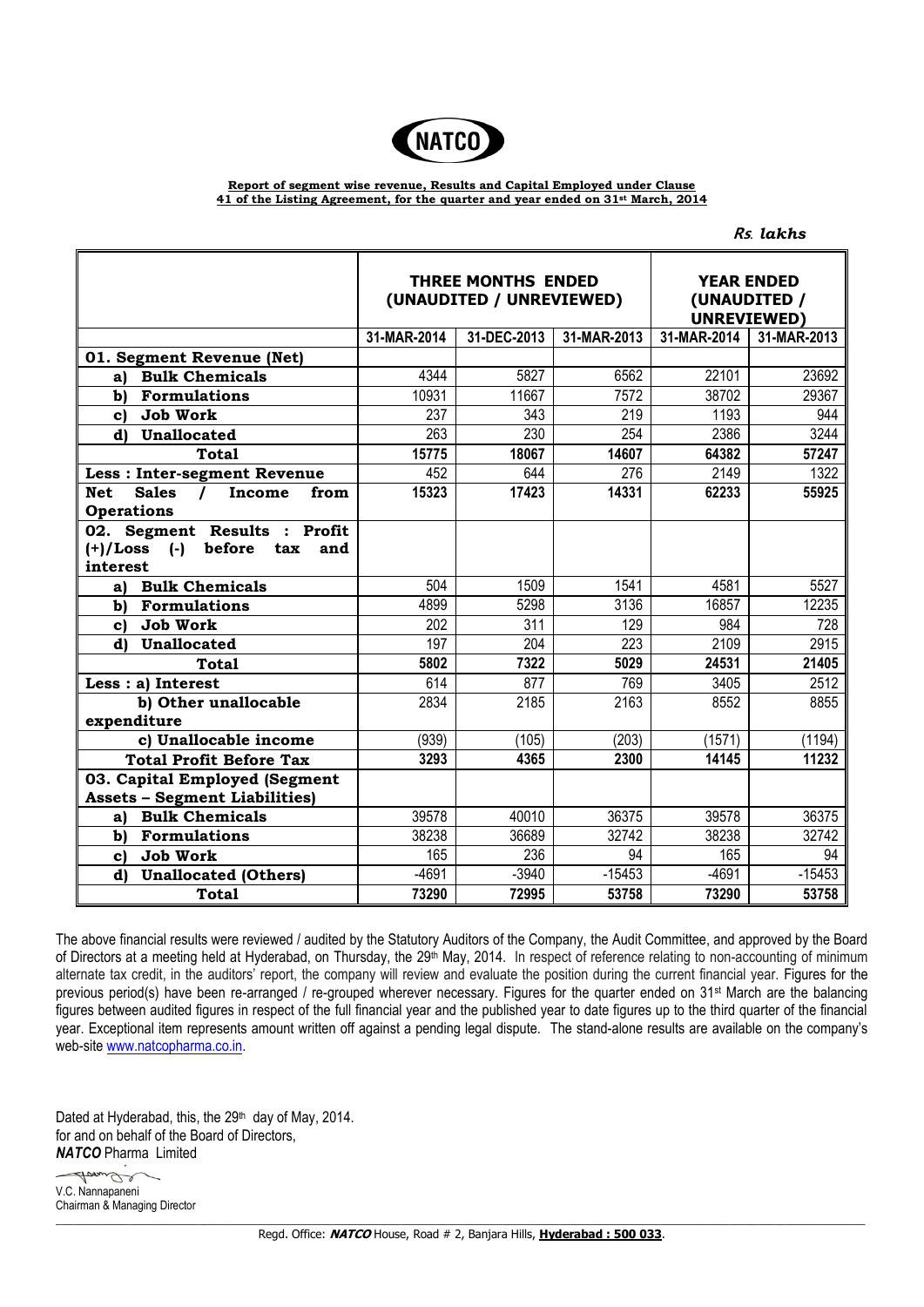NATCO

**Report of segment wise revenue, Results and Capital Employed under Clause 41 of the Listing Agreement, for the quarter and year ended on 31st March, 2014**

*Rs. lakhs*

| | THREE MONTHS ENDED (UNAUDITED / UNREVIEWED) | | | YEAR ENDED (UNAUDITED / UNREVIEWED) | |
|---|---|---|---|---|---|
| | 31-MAR-2014 | 31-DEC-2013 | 31-MAR-2013 | 31-MAR-2014 | 31-MAR-2013 |
| **01. Segment Revenue (Net)** | | | | | |
| **a) Bulk Chemicals** | 4344 | 5827 | 6562 | 22101 | 23692 |
| **b) Formulations** | 10931 | 11667 | 7572 | 38702 | 29367 |
| **c) Job Work** | 237 | 343 | 219 | 1193 | 944 |
| **d) Unallocated** | 263 | 230 | 254 | 2386 | 3244 |
| **Total** | **15775** | **18067** | **14607** | **64382** | **57247** |
| **Less : Inter-segment Revenue** | 452 | 644 | 276 | 2149 | 1322 |
| **Net Sales / Income from Operations** | **15323** | **17423** | **14331** | **62233** | **55925** |
| **02. Segment Results : Profit (+)/Loss (-) before tax and interest** | | | | | |
| **a) Bulk Chemicals** | 504 | 1509 | 1541 | 4581 | 5527 |
| **b) Formulations** | 4899 | 5298 | 3136 | 16857 | 12235 |
| **c) Job Work** | 202 | 311 | 129 | 984 | 728 |
| **d) Unallocated** | 197 | 204 | 223 | 2109 | 2915 |
| **Total** | **5802** | **7322** | **5029** | **24531** | **21405** |
| **Less : a) Interest** | 614 | 877 | 769 | 3405 | 2512 |
| **b) Other unallocable expenditure** | 2834 | 2185 | 2163 | 8552 | 8855 |
| **c) Unallocable income** | (939) | (105) | (203) | (1571) | (1194) |
| **Total Profit Before Tax** | **3293** | **4365** | **2300** | **14145** | **11232** |
| **03. Capital Employed (Segment Assets – Segment Liabilities)** | | | | | |
| **a) Bulk Chemicals** | 39578 | 40010 | 36375 | 39578 | 36375 |
| **b) Formulations** | 38238 | 36689 | 32742 | 38238 | 32742 |
| **c) Job Work** | 165 | 236 | 94 | 165 | 94 |
| **d) Unallocated (Others)** | -4691 | -3940 | -15453 | -4691 | -15453 |
| **Total** | **73290** | **72995** | **53758** | **73290** | **53758** |

The above financial results were reviewed / audited by the Statutory Auditors of the Company, the Audit Committee, and approved by the Board of Directors at a meeting held at Hyderabad, on Thursday, the 29th May, 2014. In respect of reference relating to non-accounting of minimum alternate tax credit, in the auditors' report, the company will review and evaluate the position during the current financial year. Figures for the previous period(s) have been re-arranged / re-grouped wherever necessary. Figures for the quarter ended on 31st March are the balancing figures between audited figures in respect of the full financial year and the published year to date figures up to the third quarter of the financial year. Exceptional item represents amount written off against a pending legal dispute. The stand-alone results are available on the company's web-site www.natcopharma.co.in.

Dated at Hyderabad, this, the 29th day of May, 2014.
for and on behalf of the Board of Directors,
***NATCO*** Pharma Limited

V.C. Nannapaneni
Chairman & Managing Director

Regd. Office: ***NATCO*** House, Road # 2, Banjara Hills, **Hyderabad : 500 033**.